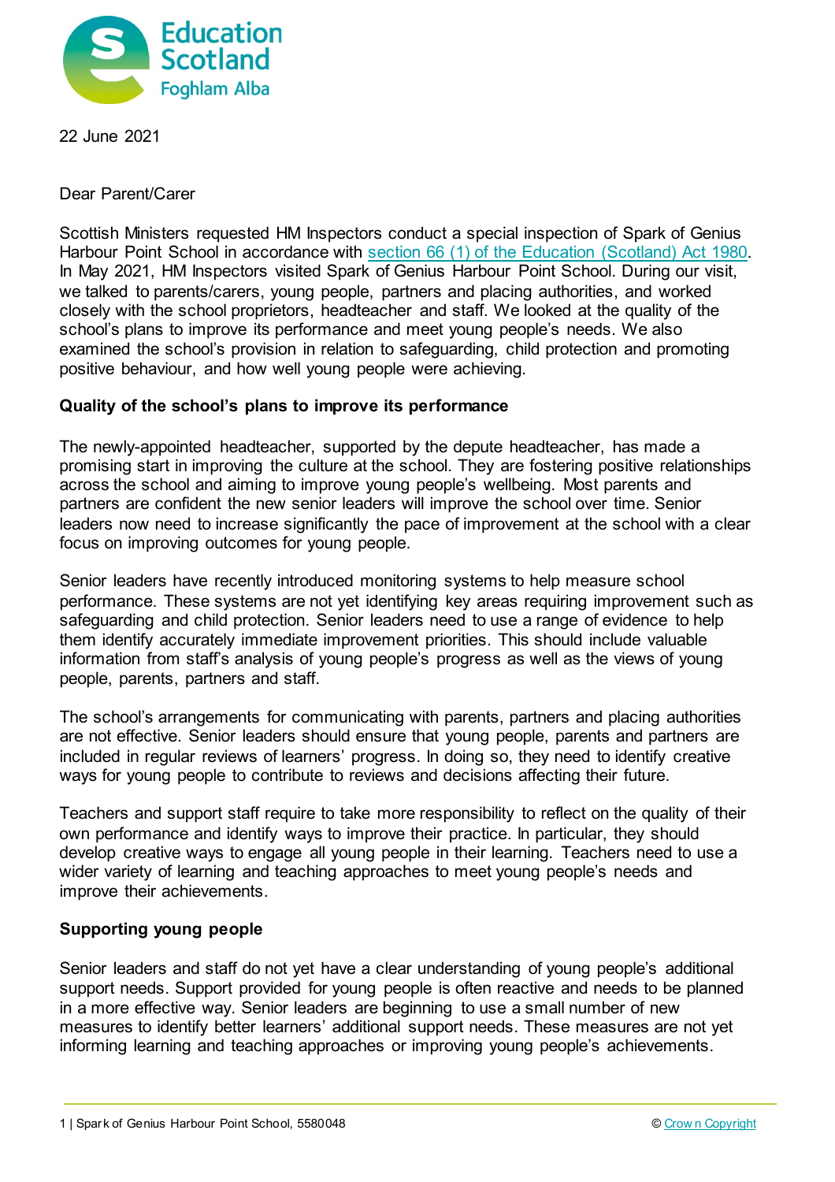22 June 2021

Dear Parent/Carer

Scottish Ministers requested HM Inspectors conduct a special inspection of Spark of Genius Harbour Point School in accordance with [section 66 (1) of the Education (Scotland) Act 1980](). In May 2021, HM Inspectors visited Spark of Genius Harbour Point School. During our visit, we talked to parents/carers, young people, partners and placing authorities, and worked closely with the school proprietors, headteacher and staff. We looked at the quality of the school's plans to improve its performance and meet young people's needs. We also examined the school's provision in relation to safeguarding, child protection and promoting positive behaviour, and how well young people were achieving.

**Quality of the school's plans to improve its performance**

The newly-appointed headteacher, supported by the depute headteacher, has made a promising start in improving the culture at the school. They are fostering positive relationships across the school and aiming to improve young people's wellbeing. Most parents and partners are confident the new senior leaders will improve the school over time. Senior leaders now need to increase significantly the pace of improvement at the school with a clear focus on improving outcomes for young people.

Senior leaders have recently introduced monitoring systems to help measure school performance. These systems are not yet identifying key areas requiring improvement such as safeguarding and child protection. Senior leaders need to use a range of evidence to help them identify accurately immediate improvement priorities. This should include valuable information from staff's analysis of young people's progress as well as the views of young people, parents, partners and staff.

The school's arrangements for communicating with parents, partners and placing authorities are not effective. Senior leaders should ensure that young people, parents and partners are included in regular reviews of learners' progress. In doing so, they need to identify creative ways for young people to contribute to reviews and decisions affecting their future.

Teachers and support staff require to take more responsibility to reflect on the quality of their own performance and identify ways to improve their practice. In particular, they should develop creative ways to engage all young people in their learning. Teachers need to use a wider variety of learning and teaching approaches to meet young people's needs and improve their achievements.

**Supporting young people**

Senior leaders and staff do not yet have a clear understanding of young people's additional support needs. Support provided for young people is often reactive and needs to be planned in a more effective way. Senior leaders are beginning to use a small number of new measures to identify better learners' additional support needs. These measures are not yet informing learning and teaching approaches or improving young people's achievements.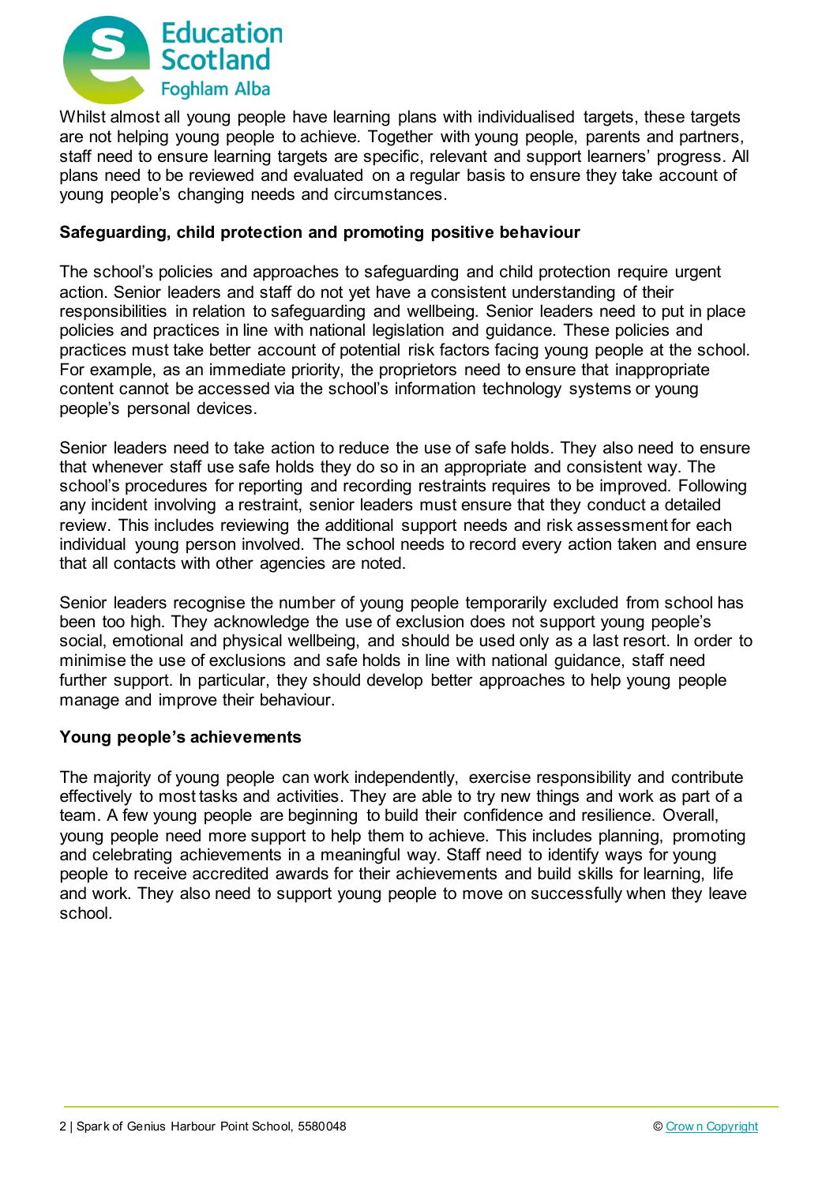Whilst almost all young people have learning plans with individualised targets, these targets are not helping young people to achieve. Together with young people, parents and partners, staff need to ensure learning targets are specific, relevant and support learners' progress. All plans need to be reviewed and evaluated on a regular basis to ensure they take account of young people's changing needs and circumstances.

**Safeguarding, child protection and promoting positive behaviour**

The school's policies and approaches to safeguarding and child protection require urgent action. Senior leaders and staff do not yet have a consistent understanding of their responsibilities in relation to safeguarding and wellbeing. Senior leaders need to put in place policies and practices in line with national legislation and guidance. These policies and practices must take better account of potential risk factors facing young people at the school. For example, as an immediate priority, the proprietors need to ensure that inappropriate content cannot be accessed via the school's information technology systems or young people's personal devices.

Senior leaders need to take action to reduce the use of safe holds. They also need to ensure that whenever staff use safe holds they do so in an appropriate and consistent way. The school's procedures for reporting and recording restraints requires to be improved. Following any incident involving a restraint, senior leaders must ensure that they conduct a detailed review. This includes reviewing the additional support needs and risk assessment for each individual young person involved. The school needs to record every action taken and ensure that all contacts with other agencies are noted.

Senior leaders recognise the number of young people temporarily excluded from school has been too high. They acknowledge the use of exclusion does not support young people's social, emotional and physical wellbeing, and should be used only as a last resort. In order to minimise the use of exclusions and safe holds in line with national guidance, staff need further support. In particular, they should develop better approaches to help young people manage and improve their behaviour.

**Young people's achievements**

The majority of young people can work independently, exercise responsibility and contribute effectively to most tasks and activities. They are able to try new things and work as part of a team. A few young people are beginning to build their confidence and resilience. Overall, young people need more support to help them to achieve. This includes planning, promoting and celebrating achievements in a meaningful way. Staff need to identify ways for young people to receive accredited awards for their achievements and build skills for learning, life and work. They also need to support young people to move on successfully when they leave school.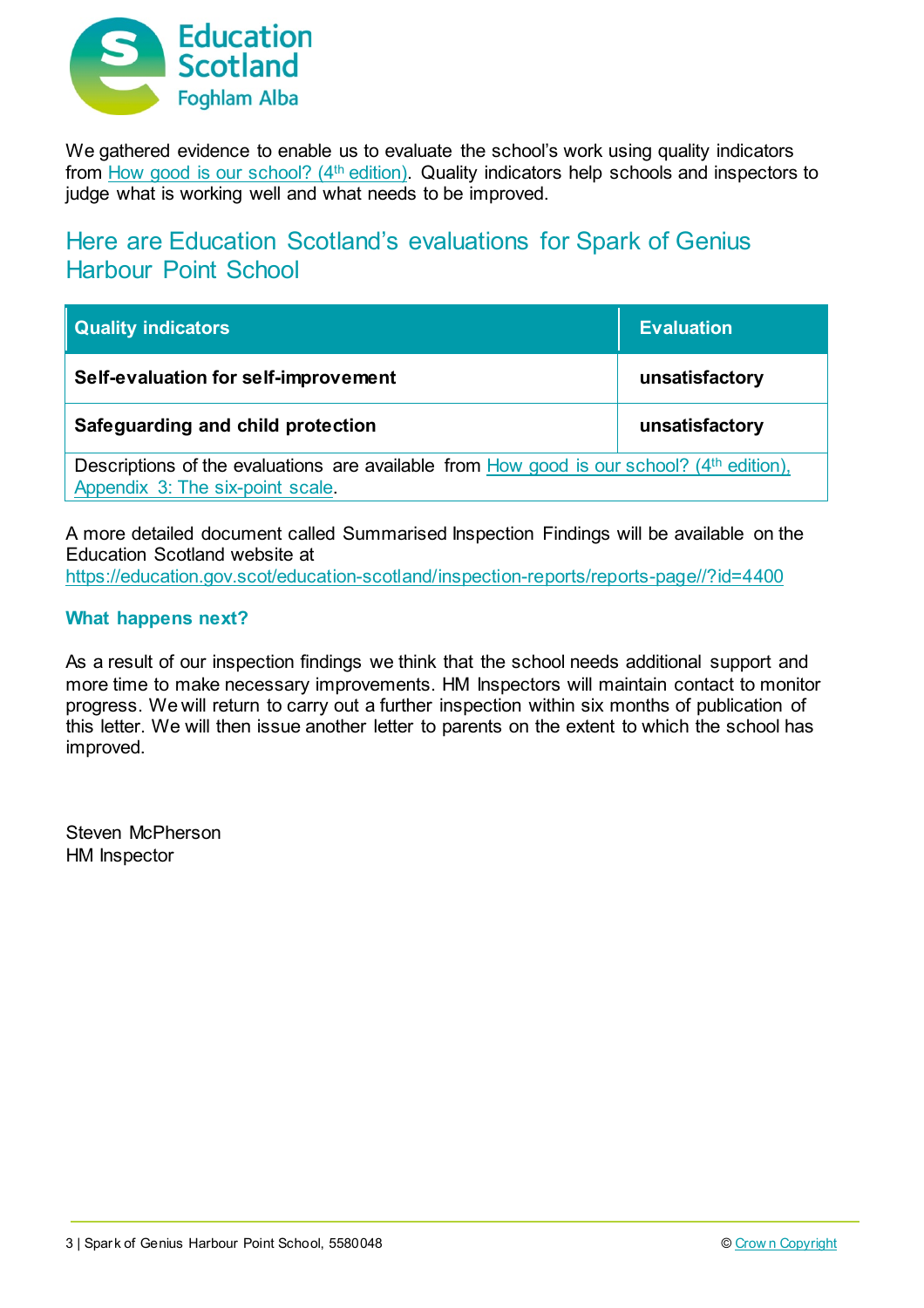We gathered evidence to enable us to evaluate the school's work using quality indicators from How good is our school? (4th edition). Quality indicators help schools and inspectors to judge what is working well and what needs to be improved.

## Here are Education Scotland's evaluations for Spark of Genius Harbour Point School

| Quality indicators | Evaluation |
|---|---|
| **Self-evaluation for self-improvement** | **unsatisfactory** |
| **Safeguarding and child protection** | **unsatisfactory** |
| Descriptions of the evaluations are available from How good is our school? (4th edition), Appendix 3: The six-point scale. | |

A more detailed document called Summarised Inspection Findings will be available on the Education Scotland website at https://education.gov.scot/education-scotland/inspection-reports/reports-page//?id=4400

### What happens next?

As a result of our inspection findings we think that the school needs additional support and more time to make necessary improvements. HM Inspectors will maintain contact to monitor progress. We will return to carry out a further inspection within six months of publication of this letter. We will then issue another letter to parents on the extent to which the school has improved.

Steven McPherson
HM Inspector